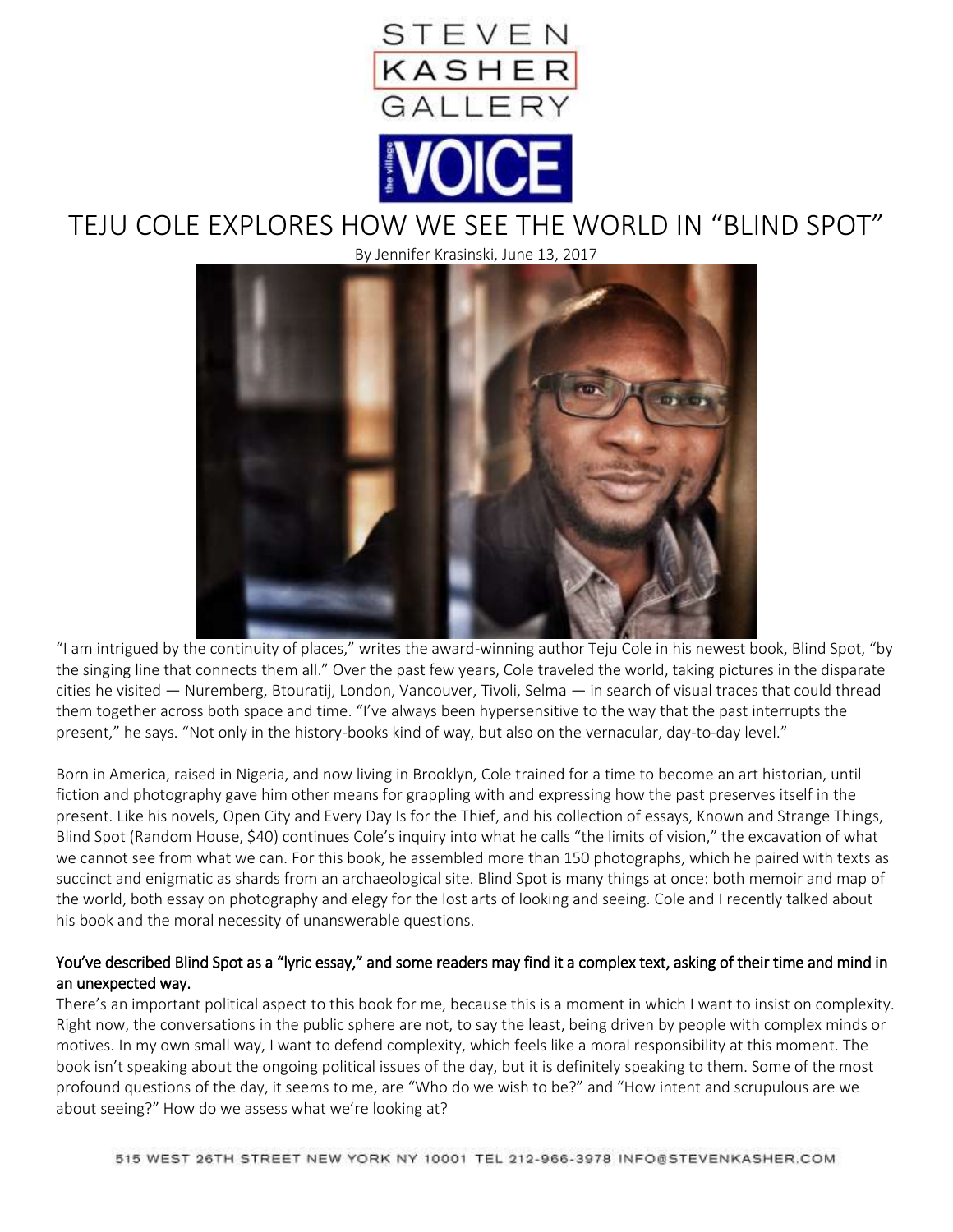STEVEN KASHER GALLERY

the village VOICE

# TEJU COLE EXPLORES HOW WE SEE THE WORLD IN "BLIND SPOT"

By Jennifer Krasinski, June 13, 2017

"I am intrigued by the continuity of places," writes the award-winning author Teju Cole in his newest book, Blind Spot, "by the singing line that connects them all." Over the past few years, Cole traveled the world, taking pictures in the disparate cities he visited — Nuremberg, Btouratij, London, Vancouver, Tivoli, Selma — in search of visual traces that could thread them together across both space and time. "I've always been hypersensitive to the way that the past interrupts the present," he says. "Not only in the history-books kind of way, but also on the vernacular, day-to-day level."

Born in America, raised in Nigeria, and now living in Brooklyn, Cole trained for a time to become an art historian, until fiction and photography gave him other means for grappling with and expressing how the past preserves itself in the present. Like his novels, Open City and Every Day Is for the Thief, and his collection of essays, Known and Strange Things, Blind Spot (Random House, $40) continues Cole's inquiry into what he calls "the limits of vision," the excavation of what we cannot see from what we can. For this book, he assembled more than 150 photographs, which he paired with texts as succinct and enigmatic as shards from an archaeological site. Blind Spot is many things at once: both memoir and map of the world, both essay on photography and elegy for the lost arts of looking and seeing. Cole and I recently talked about his book and the moral necessity of unanswerable questions.

**You've described Blind Spot as a "lyric essay," and some readers may find it a complex text, asking of their time and mind in an unexpected way.**

There's an important political aspect to this book for me, because this is a moment in which I want to insist on complexity. Right now, the conversations in the public sphere are not, to say the least, being driven by people with complex minds or motives. In my own small way, I want to defend complexity, which feels like a moral responsibility at this moment. The book isn't speaking about the ongoing political issues of the day, but it is definitely speaking to them. Some of the most profound questions of the day, it seems to me, are "Who do we wish to be?" and "How intent and scrupulous are we about seeing?" How do we assess what we're looking at?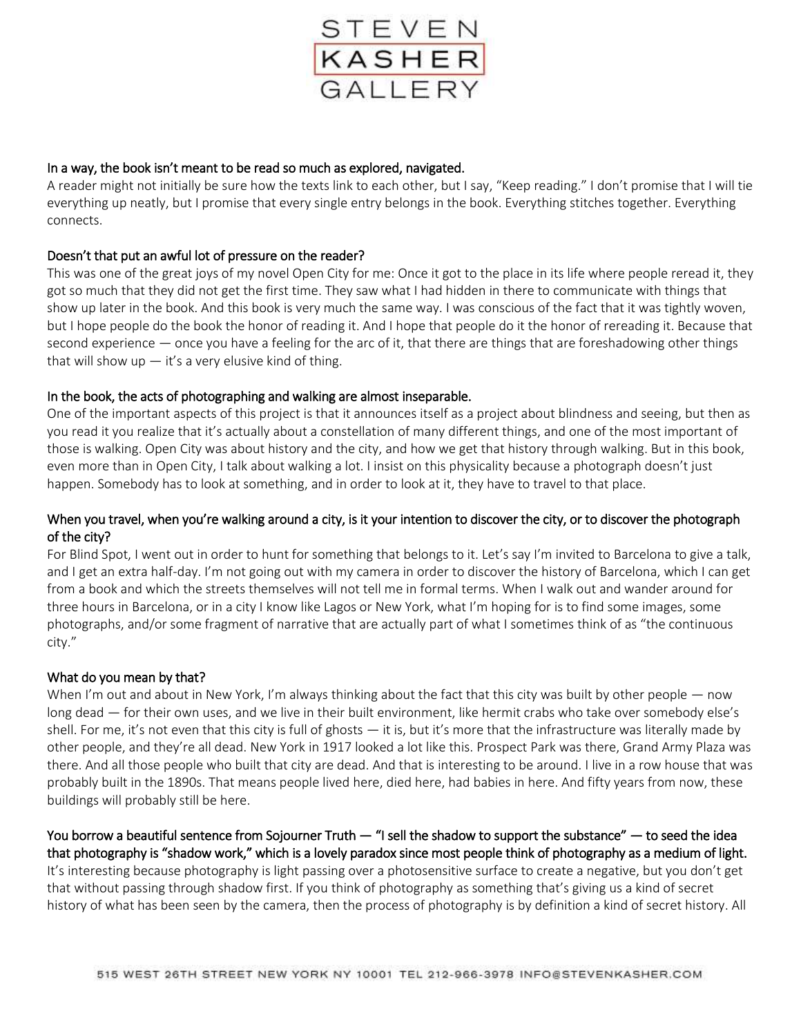**In a way, the book isn't meant to be read so much as explored, navigated.**
A reader might not initially be sure how the texts link to each other, but I say, "Keep reading." I don't promise that I will tie everything up neatly, but I promise that every single entry belongs in the book. Everything stitches together. Everything connects.

**Doesn't that put an awful lot of pressure on the reader?**
This was one of the great joys of my novel Open City for me: Once it got to the place in its life where people reread it, they got so much that they did not get the first time. They saw what I had hidden in there to communicate with things that show up later in the book. And this book is very much the same way. I was conscious of the fact that it was tightly woven, but I hope people do the book the honor of reading it. And I hope that people do it the honor of rereading it. Because that second experience — once you have a feeling for the arc of it, that there are things that are foreshadowing other things that will show up — it's a very elusive kind of thing.

**In the book, the acts of photographing and walking are almost inseparable.**
One of the important aspects of this project is that it announces itself as a project about blindness and seeing, but then as you read it you realize that it's actually about a constellation of many different things, and one of the most important of those is walking. Open City was about history and the city, and how we get that history through walking. But in this book, even more than in Open City, I talk about walking a lot. I insist on this physicality because a photograph doesn't just happen. Somebody has to look at something, and in order to look at it, they have to travel to that place.

**When you travel, when you're walking around a city, is it your intention to discover the city, or to discover the photograph of the city?**
For Blind Spot, I went out in order to hunt for something that belongs to it. Let's say I'm invited to Barcelona to give a talk, and I get an extra half-day. I'm not going out with my camera in order to discover the history of Barcelona, which I can get from a book and which the streets themselves will not tell me in formal terms. When I walk out and wander around for three hours in Barcelona, or in a city I know like Lagos or New York, what I'm hoping for is to find some images, some photographs, and/or some fragment of narrative that are actually part of what I sometimes think of as "the continuous city."

**What do you mean by that?**
When I'm out and about in New York, I'm always thinking about the fact that this city was built by other people — now long dead — for their own uses, and we live in their built environment, like hermit crabs who take over somebody else's shell. For me, it's not even that this city is full of ghosts — it is, but it's more that the infrastructure was literally made by other people, and they're all dead. New York in 1917 looked a lot like this. Prospect Park was there, Grand Army Plaza was there. And all those people who built that city are dead. And that is interesting to be around. I live in a row house that was probably built in the 1890s. That means people lived here, died here, had babies in here. And fifty years from now, these buildings will probably still be here.

**You borrow a beautiful sentence from Sojourner Truth — "I sell the shadow to support the substance" — to seed the idea that photography is "shadow work," which is a lovely paradox since most people think of photography as a medium of light.**
It's interesting because photography is light passing over a photosensitive surface to create a negative, but you don't get that without passing through shadow first. If you think of photography as something that's giving us a kind of secret history of what has been seen by the camera, then the process of photography is by definition a kind of secret history. All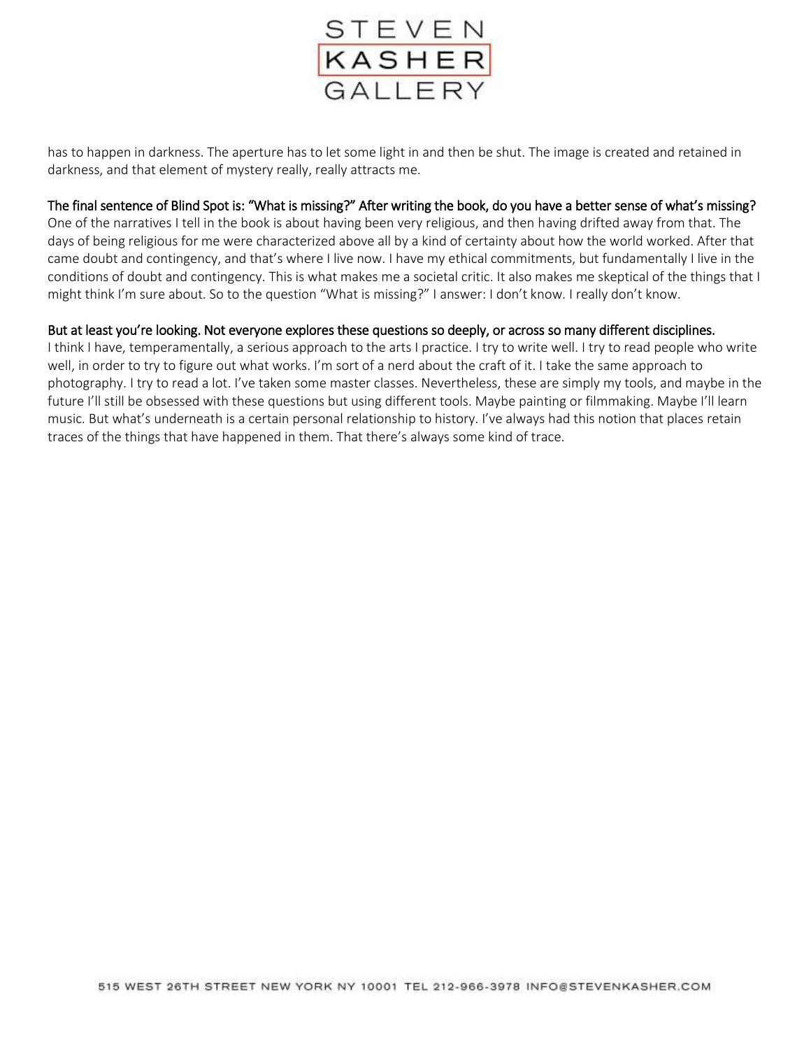has to happen in darkness. The aperture has to let some light in and then be shut. The image is created and retained in darkness, and that element of mystery really, really attracts me.

**The final sentence of Blind Spot is: "What is missing?" After writing the book, do you have a better sense of what's missing?**
One of the narratives I tell in the book is about having been very religious, and then having drifted away from that. The days of being religious for me were characterized above all by a kind of certainty about how the world worked. After that came doubt and contingency, and that's where I live now. I have my ethical commitments, but fundamentally I live in the conditions of doubt and contingency. This is what makes me a societal critic. It also makes me skeptical of the things that I might think I'm sure about. So to the question "What is missing?" I answer: I don't know. I really don't know.

**But at least you're looking. Not everyone explores these questions so deeply, or across so many different disciplines.**
I think I have, temperamentally, a serious approach to the arts I practice. I try to write well. I try to read people who write well, in order to try to figure out what works. I'm sort of a nerd about the craft of it. I take the same approach to photography. I try to read a lot. I've taken some master classes. Nevertheless, these are simply my tools, and maybe in the future I'll still be obsessed with these questions but using different tools. Maybe painting or filmmaking. Maybe I'll learn music. But what's underneath is a certain personal relationship to history. I've always had this notion that places retain traces of the things that have happened in them. That there's always some kind of trace.